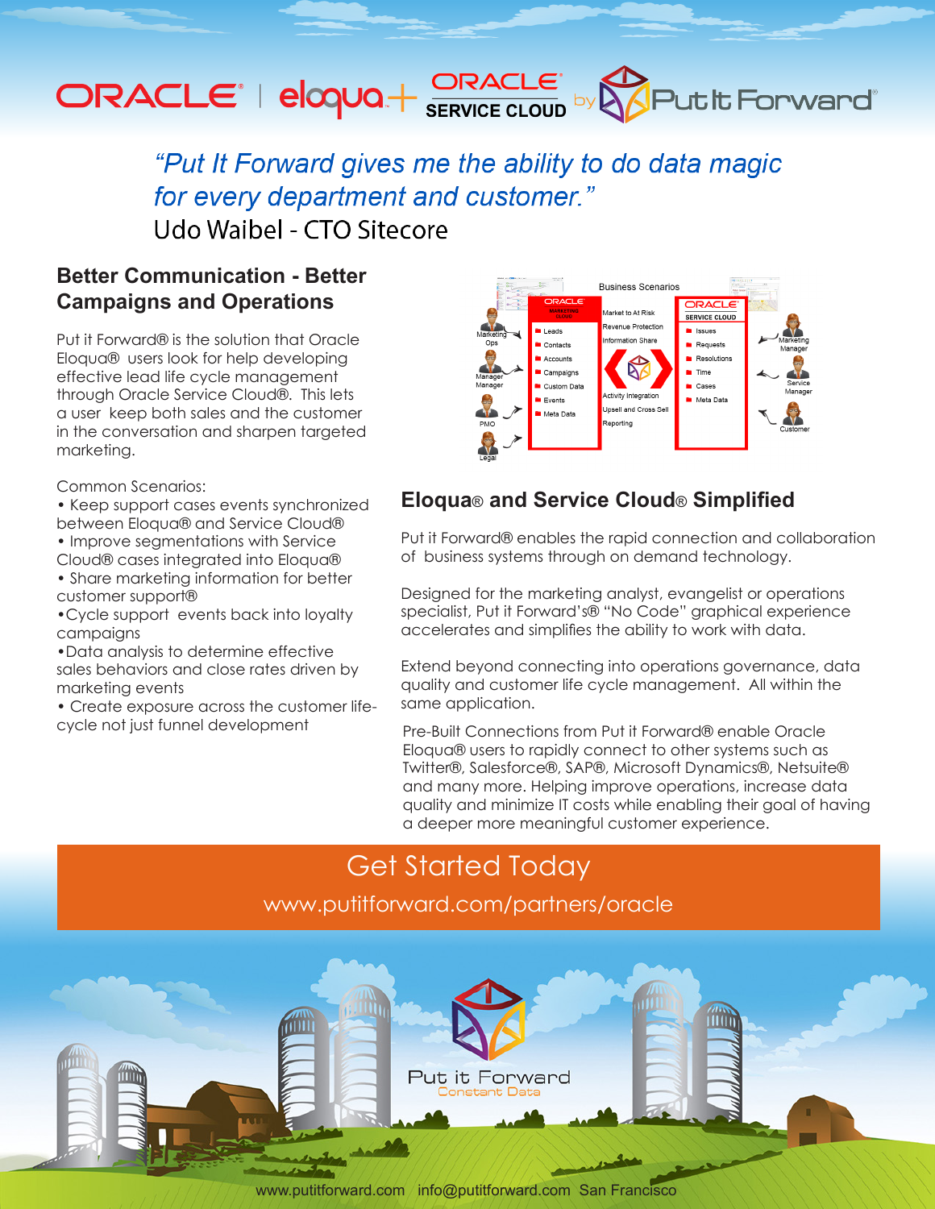ORACLE | eloqua + ORACLE SERVICE CLOUD by Put It Forward

*"Put It Forward gives me the ability to do data magic for every department and customer."*

Udo Waibel - CTO Sitecore

## Better Communication - Better Campaigns and Operations

Put it Forward® is the solution that Oracle Eloqua® users look for help developing effective lead life cycle management through Oracle Service Cloud®. This lets a user keep both sales and the customer in the conversation and sharpen targeted marketing.

Common Scenarios:

- Keep support cases events synchronized between Eloqua® and Service Cloud®
- Improve segmentations with Service Cloud® cases integrated into Eloqua®
- Share marketing information for better customer support®
- Cycle support events back into loyalty campaigns
- Data analysis to determine effective sales behaviors and close rates driven by marketing events
- Create exposure across the customer life-cycle not just funnel development

## Eloqua® and Service Cloud® Simplified

Put it Forward® enables the rapid connection and collaboration of business systems through on demand technology.

Designed for the marketing analyst, evangelist or operations specialist, Put it Forward's® "No Code" graphical experience accelerates and simplifies the ability to work with data.

Extend beyond connecting into operations governance, data quality and customer life cycle management. All within the same application.

Pre-Built Connections from Put it Forward® enable Oracle Eloqua® users to rapidly connect to other systems such as Twitter®, Salesforce®, SAP®, Microsoft Dynamics®, Netsuite® and many more. Helping improve operations, increase data quality and minimize IT costs while enabling their goal of having a deeper more meaningful customer experience.

## Get Started Today

www.putitforward.com/partners/oracle

Put it Forward
Constant Data

www.putitforward.com info@putitforward.com San Francisco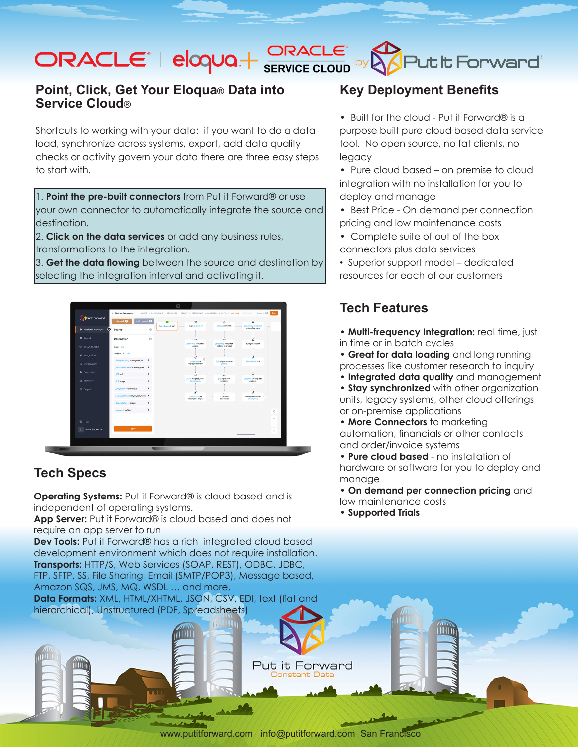ORACLE | eloqua + ORACLE SERVICE CLOUD by Put It Forward

## Point, Click, Get Your Eloqua® Data into Service Cloud®

Shortcuts to working with your data: if you want to do a data load, synchronize across systems, export, add data quality checks or activity govern your data there are three easy steps to start with.

1. **Point the pre-built connectors** from Put it Forward® or use your own connector to automatically integrate the source and destination.
2. **Click on the data services** or add any business rules, transformations to the integration.
3. **Get the data flowing** between the source and destination by selecting the integration interval and activating it.

## Tech Specs

**Operating Systems:** Put it Forward® is cloud based and is independent of operating systems.
**App Server:** Put it Forward® is cloud based and does not require an app server to run
**Dev Tools:** Put it Forward® has a rich integrated cloud based development environment which does not require installation.
**Transports:** HTTP/S, Web Services (SOAP, REST), ODBC, JDBC, FTP, SFTP, SS, File Sharing, Email (SMTP/POP3), Message based, Amazon SQS, JMS, MQ, WSDL ... and more.
**Data Formats:** XML, HTML/XHTML, JSON, CSV, EDI, text (flat and hierarchical), Unstructured (PDF, Spreadsheets)

## Key Deployment Benefits

- Built for the cloud - Put it Forward® is a purpose built pure cloud based data service tool. No open source, no fat clients, no legacy
- Pure cloud based – on premise to cloud integration with no installation for you to deploy and manage
- Best Price - On demand per connection pricing and low maintenance costs
- Complete suite of out of the box connectors plus data services
- Superior support model – dedicated resources for each of our customers

## Tech Features

- **Multi-frequency Integration:** real time, just in time or in batch cycles
- **Great for data loading** and long running processes like customer research to inquiry
- **Integrated data quality** and management
- **Stay synchronized** with other organization units, legacy systems, other cloud offerings or on-premise applications
- **More Connectors** to marketing automation, financials or other contacts and order/invoice systems
- **Pure cloud based** - no installation of hardware or software for you to deploy and manage
- **On demand per connection pricing** and low maintenance costs
- **Supported Trials**

Put it Forward
Constant Data

www.putitforward.com info@putitforward.com San Francisco